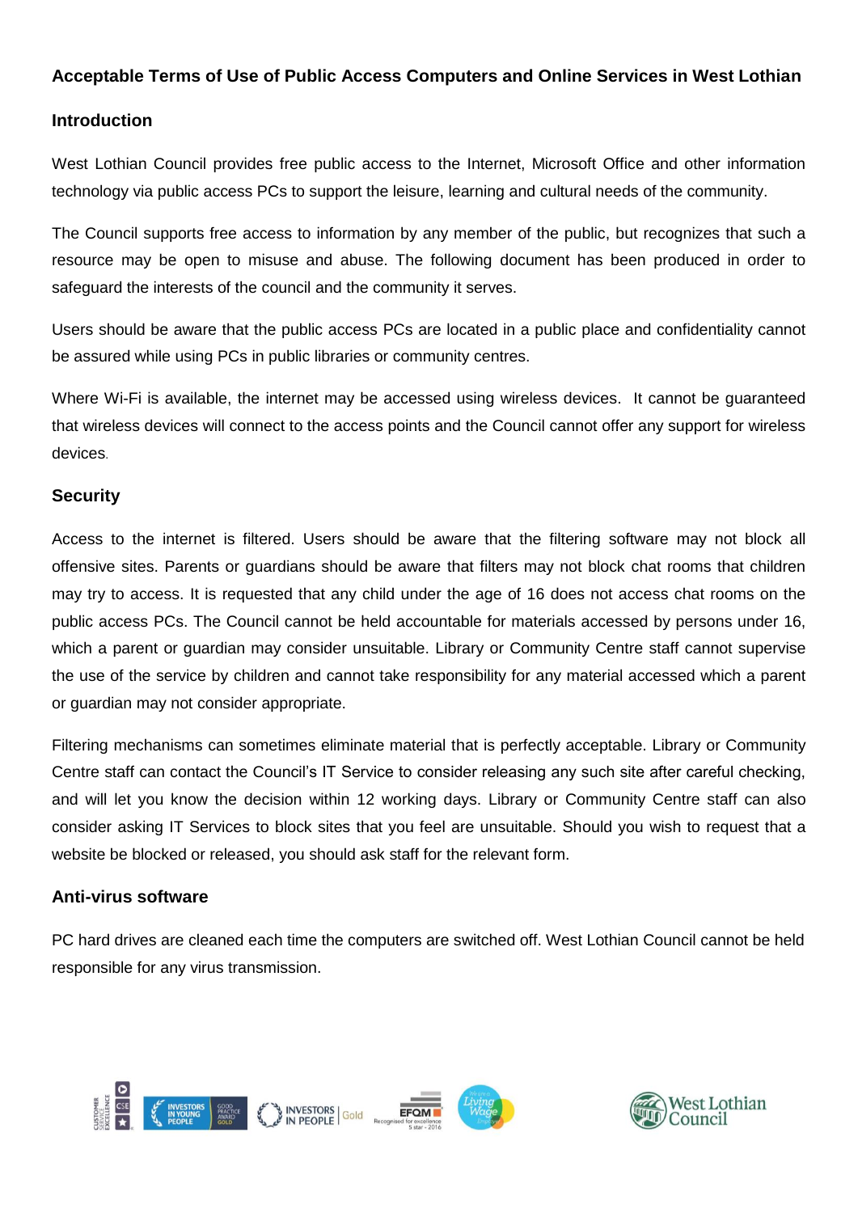# Acceptable Terms of Use of Public Access Computers and Online Services in West Lothian

## Introduction

West Lothian Council provides free public access to the Internet, Microsoft Office and other information technology via public access PCs to support the leisure, learning and cultural needs of the community.

The Council supports free access to information by any member of the public, but recognizes that such a resource may be open to misuse and abuse. The following document has been produced in order to safeguard the interests of the council and the community it serves.

Users should be aware that the public access PCs are located in a public place and confidentiality cannot be assured while using PCs in public libraries or community centres.

Where Wi-Fi is available, the internet may be accessed using wireless devices. It cannot be guaranteed that wireless devices will connect to the access points and the Council cannot offer any support for wireless devices.

## Security

Access to the internet is filtered. Users should be aware that the filtering software may not block all offensive sites. Parents or guardians should be aware that filters may not block chat rooms that children may try to access. It is requested that any child under the age of 16 does not access chat rooms on the public access PCs. The Council cannot be held accountable for materials accessed by persons under 16, which a parent or guardian may consider unsuitable. Library or Community Centre staff cannot supervise the use of the service by children and cannot take responsibility for any material accessed which a parent or guardian may not consider appropriate.

Filtering mechanisms can sometimes eliminate material that is perfectly acceptable. Library or Community Centre staff can contact the Council's IT Service to consider releasing any such site after careful checking, and will let you know the decision within 12 working days. Library or Community Centre staff can also consider asking IT Services to block sites that you feel are unsuitable. Should you wish to request that a website be blocked or released, you should ask staff for the relevant form.

## Anti-virus software

PC hard drives are cleaned each time the computers are switched off. West Lothian Council cannot be held responsible for any virus transmission.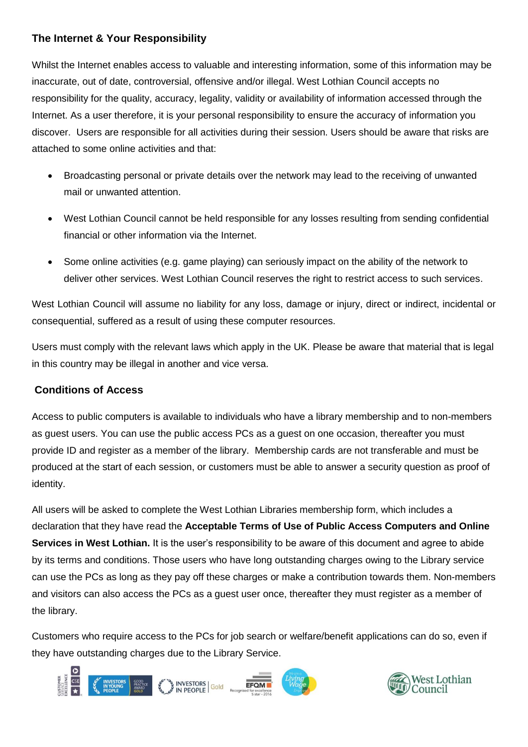## The Internet & Your Responsibility

Whilst the Internet enables access to valuable and interesting information, some of this information may be inaccurate, out of date, controversial, offensive and/or illegal. West Lothian Council accepts no responsibility for the quality, accuracy, legality, validity or availability of information accessed through the Internet. As a user therefore, it is your personal responsibility to ensure the accuracy of information you discover. Users are responsible for all activities during their session. Users should be aware that risks are attached to some online activities and that:

- Broadcasting personal or private details over the network may lead to the receiving of unwanted mail or unwanted attention.
- West Lothian Council cannot be held responsible for any losses resulting from sending confidential financial or other information via the Internet.
- Some online activities (e.g. game playing) can seriously impact on the ability of the network to deliver other services. West Lothian Council reserves the right to restrict access to such services.

West Lothian Council will assume no liability for any loss, damage or injury, direct or indirect, incidental or consequential, suffered as a result of using these computer resources.

Users must comply with the relevant laws which apply in the UK. Please be aware that material that is legal in this country may be illegal in another and vice versa.

## Conditions of Access

Access to public computers is available to individuals who have a library membership and to non-members as guest users. You can use the public access PCs as a guest on one occasion, thereafter you must provide ID and register as a member of the library. Membership cards are not transferable and must be produced at the start of each session, or customers must be able to answer a security question as proof of identity.

All users will be asked to complete the West Lothian Libraries membership form, which includes a declaration that they have read the **Acceptable Terms of Use of Public Access Computers and Online Services in West Lothian.** It is the user's responsibility to be aware of this document and agree to abide by its terms and conditions. Those users who have long outstanding charges owing to the Library service can use the PCs as long as they pay off these charges or make a contribution towards them. Non-members and visitors can also access the PCs as a guest user once, thereafter they must register as a member of the library.

Customers who require access to the PCs for job search or welfare/benefit applications can do so, even if they have outstanding charges due to the Library Service.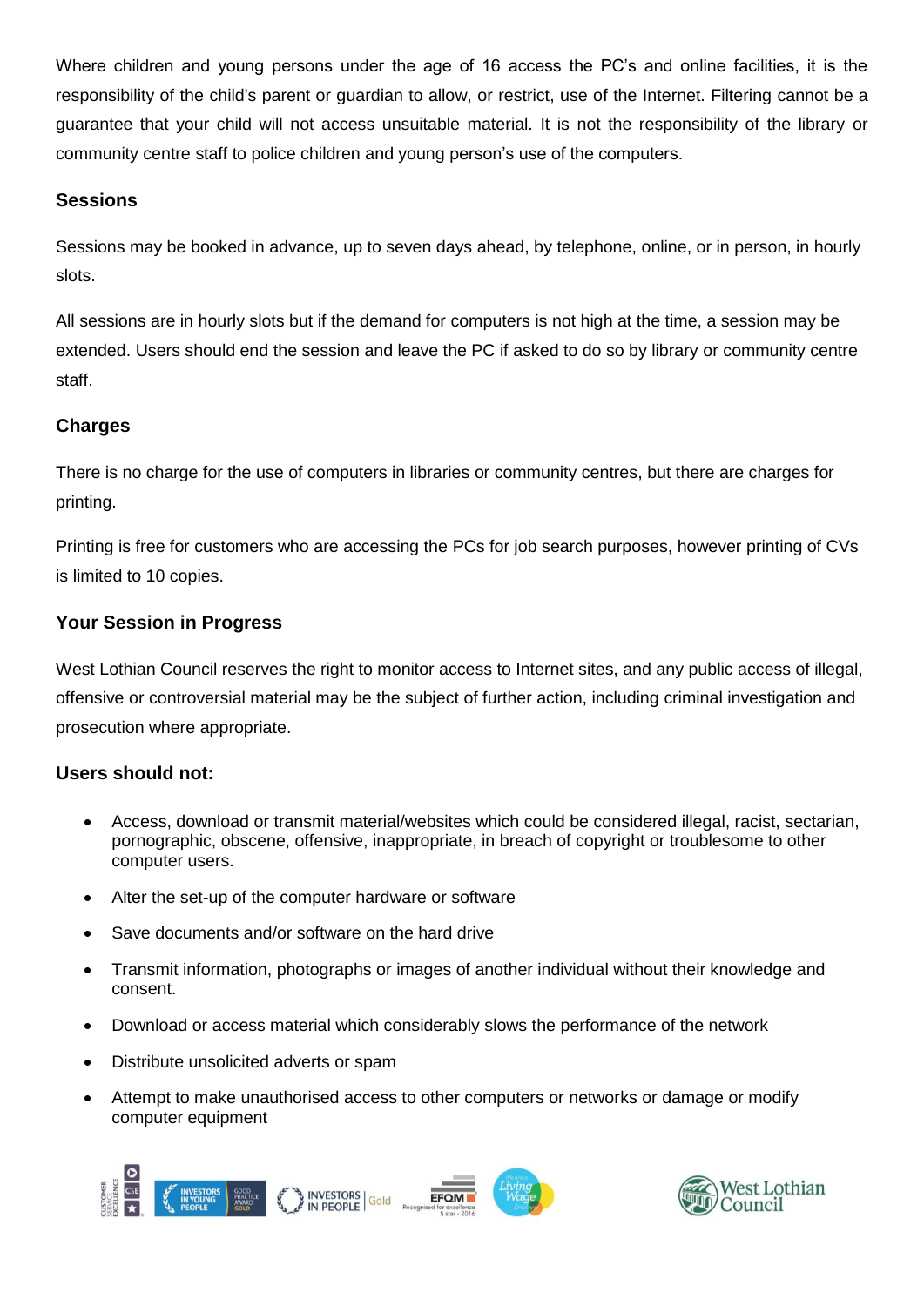Where children and young persons under the age of 16 access the PC's and online facilities, it is the responsibility of the child's parent or guardian to allow, or restrict, use of the Internet. Filtering cannot be a guarantee that your child will not access unsuitable material. It is not the responsibility of the library or community centre staff to police children and young person's use of the computers.

### Sessions

Sessions may be booked in advance, up to seven days ahead, by telephone, online, or in person, in hourly slots.

All sessions are in hourly slots but if the demand for computers is not high at the time, a session may be extended. Users should end the session and leave the PC if asked to do so by library or community centre staff.

### Charges

There is no charge for the use of computers in libraries or community centres, but there are charges for printing.

Printing is free for customers who are accessing the PCs for job search purposes, however printing of CVs is limited to 10 copies.

### Your Session in Progress

West Lothian Council reserves the right to monitor access to Internet sites, and any public access of illegal, offensive or controversial material may be the subject of further action, including criminal investigation and prosecution where appropriate.

### Users should not:

- Access, download or transmit material/websites which could be considered illegal, racist, sectarian, pornographic, obscene, offensive, inappropriate, in breach of copyright or troublesome to other computer users.
- Alter the set-up of the computer hardware or software
- Save documents and/or software on the hard drive
- Transmit information, photographs or images of another individual without their knowledge and consent.
- Download or access material which considerably slows the performance of the network
- Distribute unsolicited adverts or spam
- Attempt to make unauthorised access to other computers or networks or damage or modify computer equipment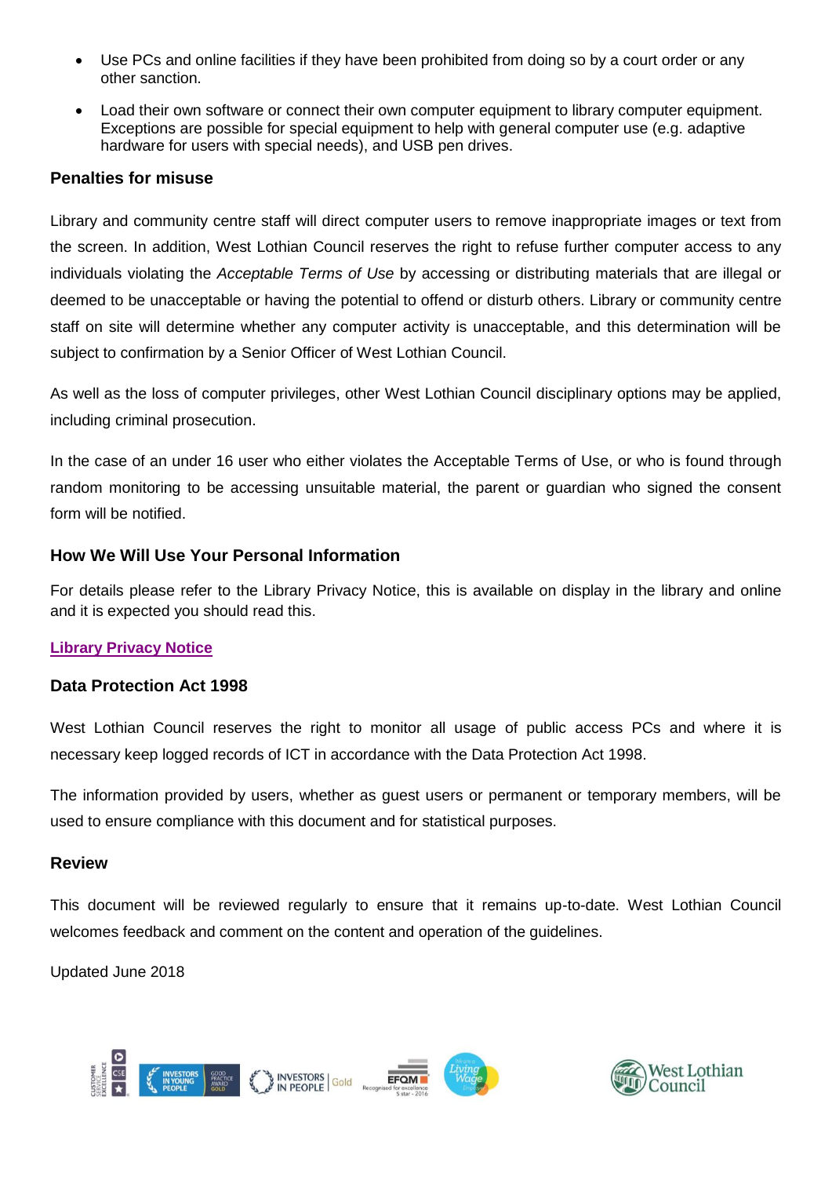- Use PCs and online facilities if they have been prohibited from doing so by a court order or any other sanction.
- Load their own software or connect their own computer equipment to library computer equipment. Exceptions are possible for special equipment to help with general computer use (e.g. adaptive hardware for users with special needs), and USB pen drives.

### Penalties for misuse

Library and community centre staff will direct computer users to remove inappropriate images or text from the screen. In addition, West Lothian Council reserves the right to refuse further computer access to any individuals violating the *Acceptable Terms of Use* by accessing or distributing materials that are illegal or deemed to be unacceptable or having the potential to offend or disturb others. Library or community centre staff on site will determine whether any computer activity is unacceptable, and this determination will be subject to confirmation by a Senior Officer of West Lothian Council.

As well as the loss of computer privileges, other West Lothian Council disciplinary options may be applied, including criminal prosecution.

In the case of an under 16 user who either violates the Acceptable Terms of Use, or who is found through random monitoring to be accessing unsuitable material, the parent or guardian who signed the consent form will be notified.

### How We Will Use Your Personal Information

For details please refer to the Library Privacy Notice, this is available on display in the library and online and it is expected you should read this.

**Library Privacy Notice**

### Data Protection Act 1998

West Lothian Council reserves the right to monitor all usage of public access PCs and where it is necessary keep logged records of ICT in accordance with the Data Protection Act 1998.

The information provided by users, whether as guest users or permanent or temporary members, will be used to ensure compliance with this document and for statistical purposes.

### Review

This document will be reviewed regularly to ensure that it remains up-to-date. West Lothian Council welcomes feedback and comment on the content and operation of the guidelines.

Updated June 2018